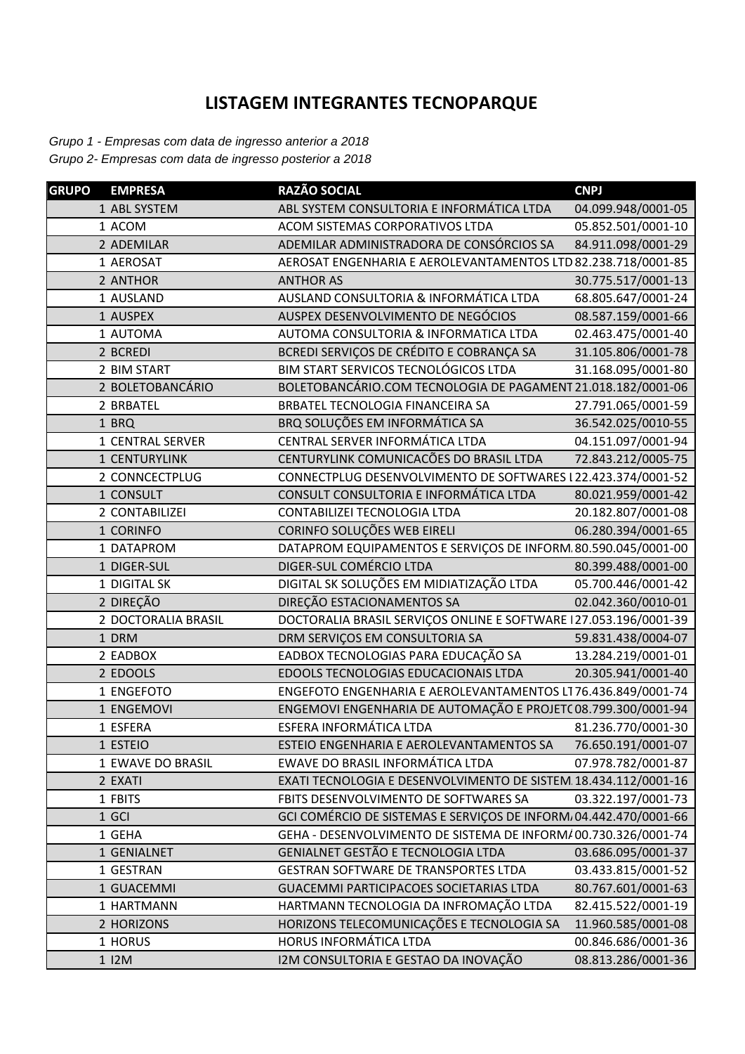# LISTAGEM INTEGRANTES TECNOPARQUE

*Grupo 1 - Empresas com data de ingresso anterior a 2018*
*Grupo 2- Empresas com data de ingresso posterior a 2018*

| GRUPO | EMPRESA | RAZÃO SOCIAL | CNPJ |
|---|---|---|---|
| 1 | ABL SYSTEM | ABL SYSTEM CONSULTORIA E INFORMÁTICA LTDA | 04.099.948/0001-05 |
| 1 | ACOM | ACOM SISTEMAS CORPORATIVOS LTDA | 05.852.501/0001-10 |
| 2 | ADEMILAR | ADEMILAR ADMINISTRADORA DE CONSÓRCIOS SA | 84.911.098/0001-29 |
| 1 | AEROSAT | AEROSAT ENGENHARIA E AEROLEVANTAMENTOS LTD | 82.238.718/0001-85 |
| 2 | ANTHOR | ANTHOR AS | 30.775.517/0001-13 |
| 1 | AUSLAND | AUSLAND CONSULTORIA & INFORMÁTICA LTDA | 68.805.647/0001-24 |
| 1 | AUSPEX | AUSPEX DESENVOLVIMENTO DE NEGÓCIOS | 08.587.159/0001-66 |
| 1 | AUTOMA | AUTOMA CONSULTORIA & INFORMATICA LTDA | 02.463.475/0001-40 |
| 2 | BCREDI | BCREDI SERVIÇOS DE CRÉDITO E COBRANÇA SA | 31.105.806/0001-78 |
| 2 | BIM START | BIM START SERVICOS TECNOLÓGICOS LTDA | 31.168.095/0001-80 |
| 2 | BOLETOBANCÁRIO | BOLETOBANCÁRIO.COM TECNOLOGIA DE PAGAMENT | 21.018.182/0001-06 |
| 2 | BRBATEL | BRBATEL TECNOLOGIA FINANCEIRA SA | 27.791.065/0001-59 |
| 1 | BRQ | BRQ SOLUÇÕES EM INFORMÁTICA SA | 36.542.025/0010-55 |
| 1 | CENTRAL SERVER | CENTRAL SERVER INFORMÁTICA LTDA | 04.151.097/0001-94 |
| 1 | CENTURYLINK | CENTURYLINK COMUNICACÕES DO BRASIL LTDA | 72.843.212/0005-75 |
| 2 | CONNCECTPLUG | CONNECTPLUG DESENVOLVIMENTO DE SOFTWARES I | 22.423.374/0001-52 |
| 1 | CONSULT | CONSULT CONSULTORIA E INFORMÁTICA LTDA | 80.021.959/0001-42 |
| 2 | CONTABILIZEI | CONTABILIZEI TECNOLOGIA LTDA | 20.182.807/0001-08 |
| 1 | CORINFO | CORINFO SOLUÇÕES WEB EIRELI | 06.280.394/0001-65 |
| 1 | DATAPROM | DATAPROM EQUIPAMENTOS E SERVIÇOS DE INFORM. | 80.590.045/0001-00 |
| 1 | DIGER-SUL | DIGER-SUL COMÉRCIO LTDA | 80.399.488/0001-00 |
| 1 | DIGITAL SK | DIGITAL SK SOLUÇÕES EM MIDIATIZAÇÃO LTDA | 05.700.446/0001-42 |
| 2 | DIREÇÃO | DIREÇÃO ESTACIONAMENTOS SA | 02.042.360/0010-01 |
| 2 | DOCTORALIA BRASIL | DOCTORALIA BRASIL SERVIÇOS ONLINE E SOFTWARE I | 27.053.196/0001-39 |
| 1 | DRM | DRM SERVIÇOS EM CONSULTORIA SA | 59.831.438/0004-07 |
| 2 | EADBOX | EADBOX TECNOLOGIAS PARA EDUCAÇÃO SA | 13.284.219/0001-01 |
| 2 | EDOOLS | EDOOLS TECNOLOGIAS EDUCACIONAIS LTDA | 20.305.941/0001-40 |
| 1 | ENGEFOTO | ENGEFOTO ENGENHARIA E AEROLEVANTAMENTOS LT | 76.436.849/0001-74 |
| 1 | ENGEMOVI | ENGEMOVI ENGENHARIA DE AUTOMAÇÃO E PROJETC | 08.799.300/0001-94 |
| 1 | ESFERA | ESFERA INFORMÁTICA LTDA | 81.236.770/0001-30 |
| 1 | ESTEIO | ESTEIO ENGENHARIA E AEROLEVANTAMENTOS SA | 76.650.191/0001-07 |
| 1 | EWAVE DO BRASIL | EWAVE DO BRASIL INFORMÁTICA LTDA | 07.978.782/0001-87 |
| 2 | EXATI | EXATI TECNOLOGIA E DESENVOLVIMENTO DE SISTEM. | 18.434.112/0001-16 |
| 1 | FBITS | FBITS DESENVOLVIMENTO DE SOFTWARES SA | 03.322.197/0001-73 |
| 1 | GCI | GCI COMÉRCIO DE SISTEMAS E SERVIÇOS DE INFORM. | 04.442.470/0001-66 |
| 1 | GEHA | GEHA - DESENVOLVIMENTO DE SISTEMA DE INFORM. | 00.730.326/0001-74 |
| 1 | GENIALNET | GENIALNET GESTÃO E TECNOLOGIA LTDA | 03.686.095/0001-37 |
| 1 | GESTRAN | GESTRAN SOFTWARE DE TRANSPORTES LTDA | 03.433.815/0001-52 |
| 1 | GUACEMMI | GUACEMMI PARTICIPACOES SOCIETARIAS LTDA | 80.767.601/0001-63 |
| 1 | HARTMANN | HARTMANN TECNOLOGIA DA INFROMAÇÃO LTDA | 82.415.522/0001-19 |
| 2 | HORIZONS | HORIZONS TELECOMUNICAÇÕES E TECNOLOGIA SA | 11.960.585/0001-08 |
| 1 | HORUS | HORUS INFORMÁTICA LTDA | 00.846.686/0001-36 |
| 1 | I2M | I2M CONSULTORIA E GESTAO DA INOVAÇÃO | 08.813.286/0001-36 |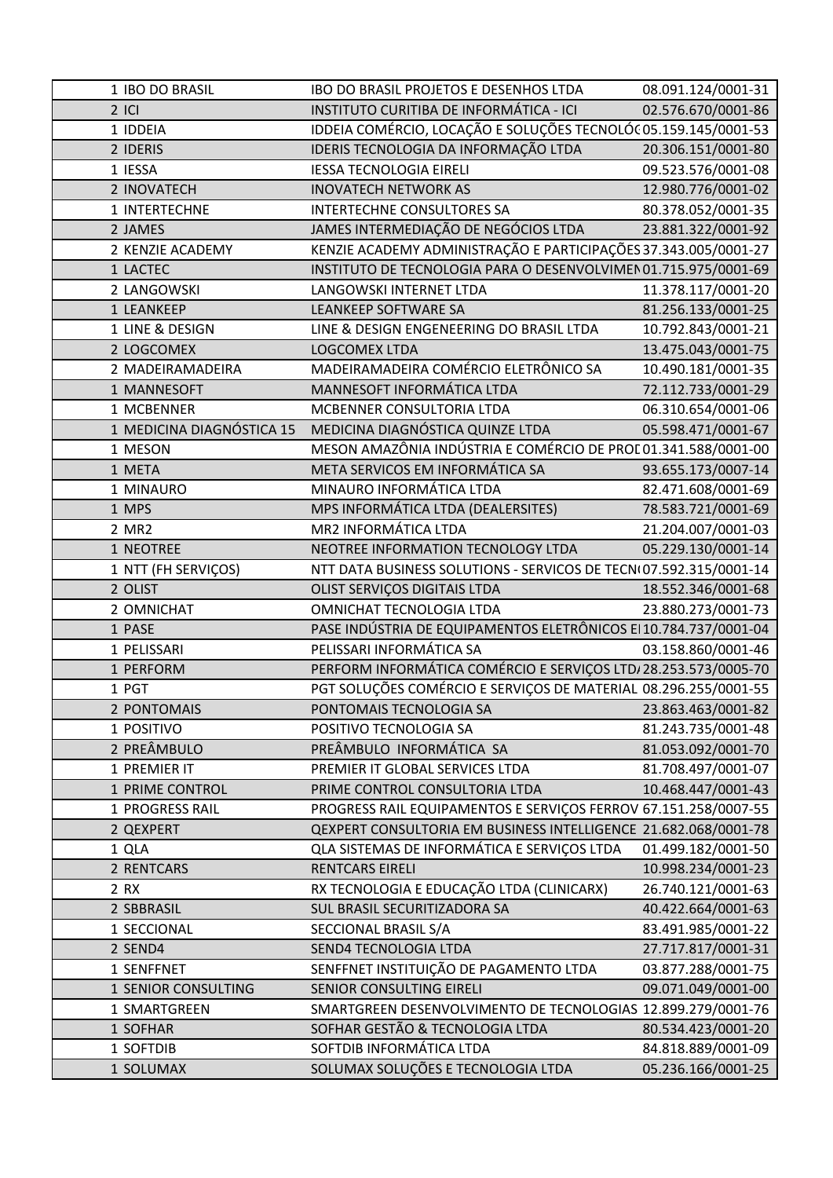| | | | |
|---|---|---|---|
| 1 | IBO DO BRASIL | IBO DO BRASIL PROJETOS E DESENHOS LTDA | 08.091.124/0001-31 |
| 2 | ICI | INSTITUTO CURITIBA DE INFORMÁTICA - ICI | 02.576.670/0001-86 |
| 1 | IDDEIA | IDDEIA COMÉRCIO, LOCAÇÃO E SOLUÇÕES TECNOLÓ( | 05.159.145/0001-53 |
| 2 | IDERIS | IDERIS TECNOLOGIA DA INFORMAÇÃO LTDA | 20.306.151/0001-80 |
| 1 | IESSA | IESSA TECNOLOGIA EIRELI | 09.523.576/0001-08 |
| 2 | INOVATECH | INOVATECH NETWORK AS | 12.980.776/0001-02 |
| 1 | INTERTECHNE | INTERTECHNE CONSULTORES SA | 80.378.052/0001-35 |
| 2 | JAMES | JAMES INTERMEDIAÇÃO DE NEGÓCIOS LTDA | 23.881.322/0001-92 |
| 2 | KENZIE ACADEMY | KENZIE ACADEMY ADMINISTRAÇÃO E PARTICIPAÇÕES | 37.343.005/0001-27 |
| 1 | LACTEC | INSTITUTO DE TECNOLOGIA PARA O DESENVOLVIMEN | 01.715.975/0001-69 |
| 2 | LANGOWSKI | LANGOWSKI INTERNET LTDA | 11.378.117/0001-20 |
| 1 | LEANKEEP | LEANKEEP SOFTWARE SA | 81.256.133/0001-25 |
| 1 | LINE & DESIGN | LINE & DESIGN ENGENEERING DO BRASIL LTDA | 10.792.843/0001-21 |
| 2 | LOGCOMEX | LOGCOMEX LTDA | 13.475.043/0001-75 |
| 2 | MADEIRAMADEIRA | MADEIRAMADEIRA COMÉRCIO ELETRÔNICO SA | 10.490.181/0001-35 |
| 1 | MANNESOFT | MANNESOFT INFORMÁTICA LTDA | 72.112.733/0001-29 |
| 1 | MCBENNER | MCBENNER CONSULTORIA LTDA | 06.310.654/0001-06 |
| 1 | MEDICINA DIAGNÓSTICA 15 | MEDICINA DIAGNÓSTICA QUINZE LTDA | 05.598.471/0001-67 |
| 1 | MESON | MESON AMAZÔNIA INDÚSTRIA E COMÉRCIO DE PROD | 01.341.588/0001-00 |
| 1 | META | META SERVICOS EM INFORMÁTICA SA | 93.655.173/0007-14 |
| 1 | MINAURO | MINAURO INFORMÁTICA LTDA | 82.471.608/0001-69 |
| 1 | MPS | MPS INFORMÁTICA LTDA (DEALERSITES) | 78.583.721/0001-69 |
| 2 | MR2 | MR2 INFORMÁTICA LTDA | 21.204.007/0001-03 |
| 1 | NEOTREE | NEOTREE INFORMATION TECNOLOGY LTDA | 05.229.130/0001-14 |
| 1 | NTT (FH SERVIÇOS) | NTT DATA BUSINESS SOLUTIONS - SERVICOS DE TECN( | 07.592.315/0001-14 |
| 2 | OLIST | OLIST SERVIÇOS DIGITAIS LTDA | 18.552.346/0001-68 |
| 2 | OMNICHAT | OMNICHAT TECNOLOGIA LTDA | 23.880.273/0001-73 |
| 1 | PASE | PASE INDÚSTRIA DE EQUIPAMENTOS ELETRÔNICOS EI | 10.784.737/0001-04 |
| 1 | PELISSARI | PELISSARI INFORMÁTICA SA | 03.158.860/0001-46 |
| 1 | PERFORM | PERFORM INFORMÁTICA COMÉRCIO E SERVIÇOS LTD/ | 28.253.573/0005-70 |
| 1 | PGT | PGT SOLUÇÕES COMÉRCIO E SERVIÇOS DE MATERIAL | 08.296.255/0001-55 |
| 2 | PONTOMAIS | PONTOMAIS TECNOLOGIA SA | 23.863.463/0001-82 |
| 1 | POSITIVO | POSITIVO TECNOLOGIA SA | 81.243.735/0001-48 |
| 2 | PREÂMBULO | PREÂMBULO INFORMÁTICA SA | 81.053.092/0001-70 |
| 1 | PREMIER IT | PREMIER IT GLOBAL SERVICES LTDA | 81.708.497/0001-07 |
| 1 | PRIME CONTROL | PRIME CONTROL CONSULTORIA LTDA | 10.468.447/0001-43 |
| 1 | PROGRESS RAIL | PROGRESS RAIL EQUIPAMENTOS E SERVIÇOS FERROV | 67.151.258/0007-55 |
| 2 | QEXPERT | QEXPERT CONSULTORIA EM BUSINESS INTELLIGENCE | 21.682.068/0001-78 |
| 1 | QLA | QLA SISTEMAS DE INFORMÁTICA E SERVIÇOS LTDA | 01.499.182/0001-50 |
| 2 | RENTCARS | RENTCARS EIRELI | 10.998.234/0001-23 |
| 2 | RX | RX TECNOLOGIA E EDUCAÇÃO LTDA (CLINICARX) | 26.740.121/0001-63 |
| 2 | SBBRASIL | SUL BRASIL SECURITIZADORA SA | 40.422.664/0001-63 |
| 1 | SECCIONAL | SECCIONAL BRASIL S/A | 83.491.985/0001-22 |
| 2 | SEND4 | SEND4 TECNOLOGIA LTDA | 27.717.817/0001-31 |
| 1 | SENFFNET | SENFFNET INSTITUIÇÃO DE PAGAMENTO LTDA | 03.877.288/0001-75 |
| 1 | SENIOR CONSULTING | SENIOR CONSULTING EIRELI | 09.071.049/0001-00 |
| 1 | SMARTGREEN | SMARTGREEN DESENVOLVIMENTO DE TECNOLOGIAS | 12.899.279/0001-76 |
| 1 | SOFHAR | SOFHAR GESTÃO & TECNOLOGIA LTDA | 80.534.423/0001-20 |
| 1 | SOFTDIB | SOFTDIB INFORMÁTICA LTDA | 84.818.889/0001-09 |
| 1 | SOLUMAX | SOLUMAX SOLUÇÕES E TECNOLOGIA LTDA | 05.236.166/0001-25 |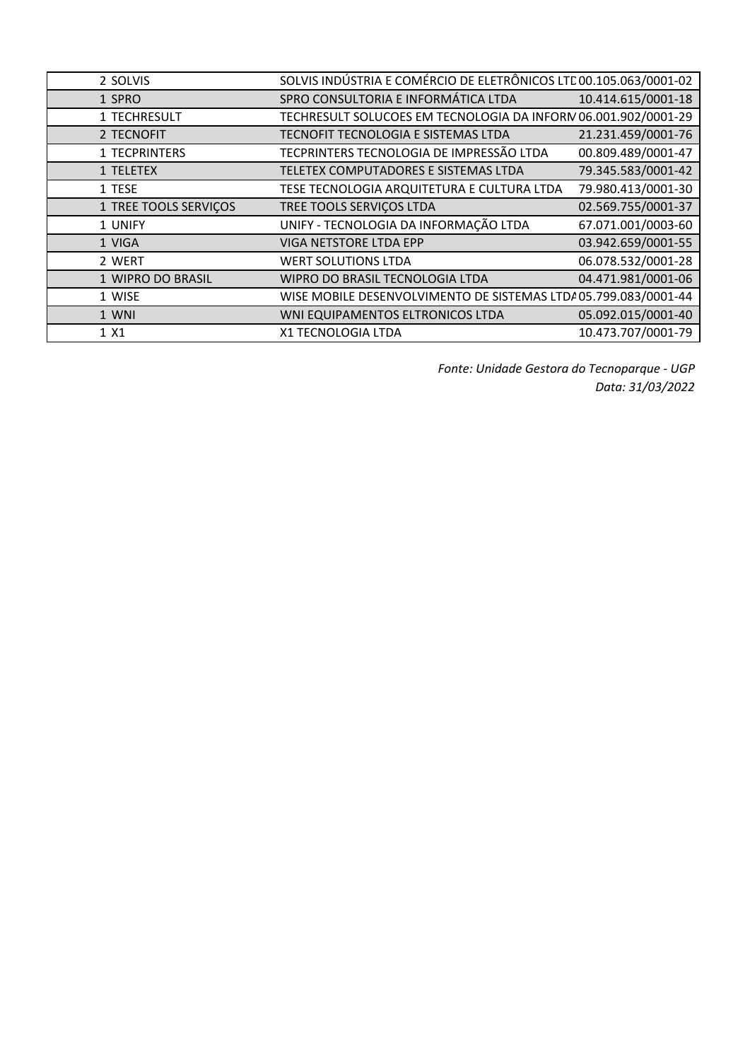| | | | |
|---|---|---|---|
| 2 | SOLVIS | SOLVIS INDÚSTRIA E COMÉRCIO DE ELETRÔNICOS LTD | 00.105.063/0001-02 |
| 1 | SPRO | SPRO CONSULTORIA E INFORMÁTICA LTDA | 10.414.615/0001-18 |
| 1 | TECHRESULT | TECHRESULT SOLUCOES EM TECNOLOGIA DA INFORM | 06.001.902/0001-29 |
| 2 | TECNOFIT | TECNOFIT TECNOLOGIA E SISTEMAS LTDA | 21.231.459/0001-76 |
| 1 | TECPRINTERS | TECPRINTERS TECNOLOGIA DE IMPRESSÃO LTDA | 00.809.489/0001-47 |
| 1 | TELETEX | TELETEX COMPUTADORES E SISTEMAS LTDA | 79.345.583/0001-42 |
| 1 | TESE | TESE TECNOLOGIA ARQUITETURA E CULTURA LTDA | 79.980.413/0001-30 |
| 1 | TREE TOOLS SERVIÇOS | TREE TOOLS SERVIÇOS LTDA | 02.569.755/0001-37 |
| 1 | UNIFY | UNIFY - TECNOLOGIA DA INFORMAÇÃO LTDA | 67.071.001/0003-60 |
| 1 | VIGA | VIGA NETSTORE LTDA EPP | 03.942.659/0001-55 |
| 2 | WERT | WERT SOLUTIONS LTDA | 06.078.532/0001-28 |
| 1 | WIPRO DO BRASIL | WIPRO DO BRASIL TECNOLOGIA LTDA | 04.471.981/0001-06 |
| 1 | WISE | WISE MOBILE DESENVOLVIMENTO DE SISTEMAS LTDA | 05.799.083/0001-44 |
| 1 | WNI | WNI EQUIPAMENTOS ELTRONICOS LTDA | 05.092.015/0001-40 |
| 1 | X1 | X1 TECNOLOGIA LTDA | 10.473.707/0001-79 |

*Fonte: Unidade Gestora do Tecnoparque - UGP*
*Data: 31/03/2022*